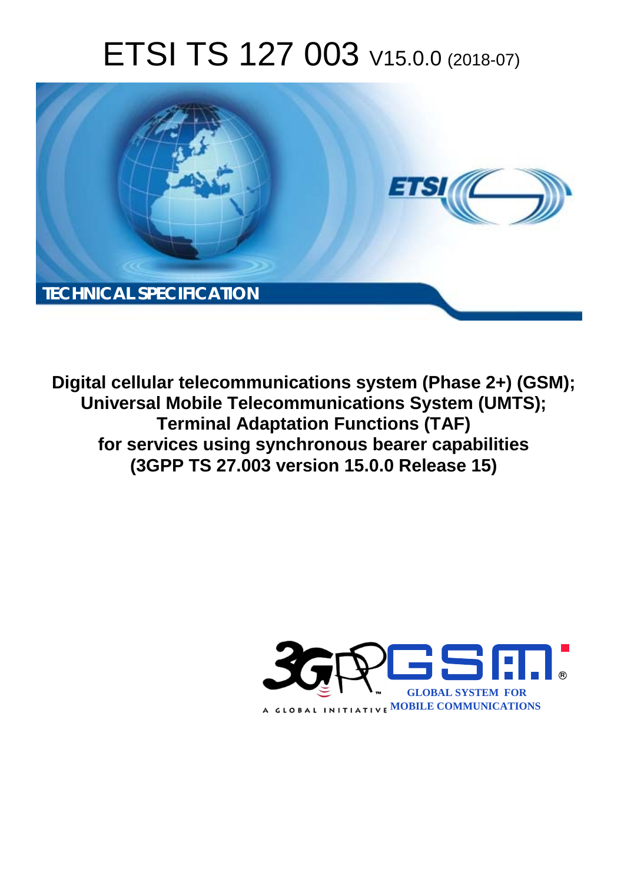# ETSI TS 127 003 V15.0.0 (2018-07)

TECHNICAL SPECIFICATION

**Digital cellular telecommunications system (Phase 2+) (GSM); Universal Mobile Telecommunications System (UMTS); Terminal Adaptation Functions (TAF) for services using synchronous bearer capabilities (3GPP TS 27.003 version 15.0.0 Release 15)**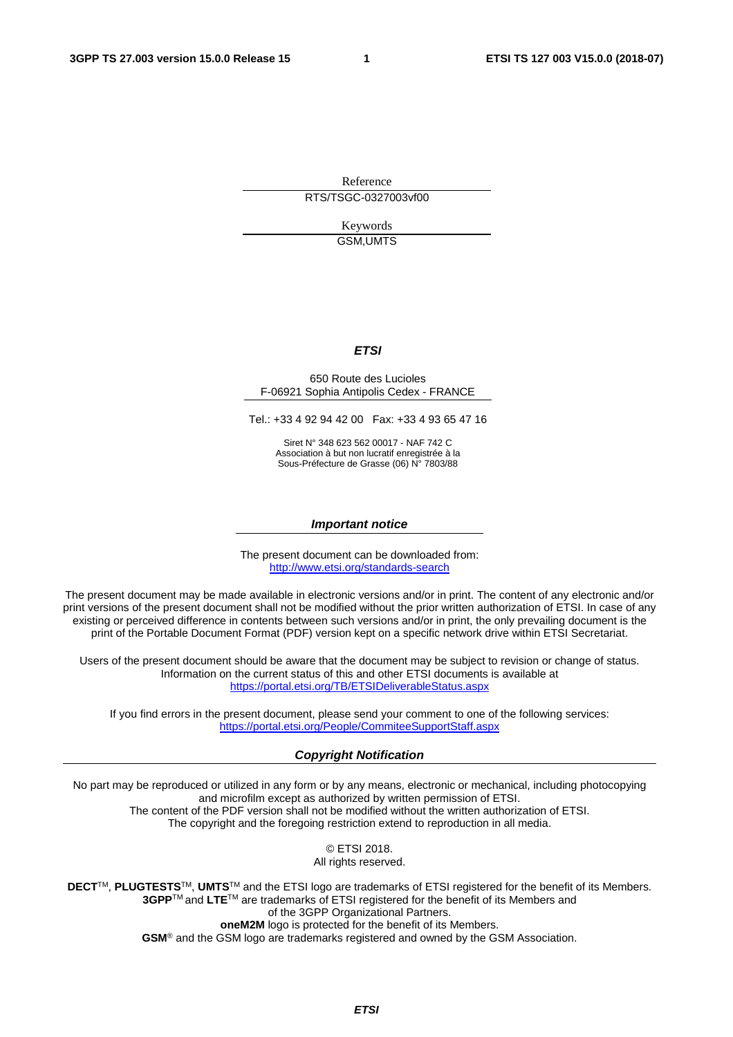Reference

RTS/TSGC-0327003vf00

Keywords

GSM,UMTS

***ETSI***

650 Route des Lucioles
F-06921 Sophia Antipolis Cedex - FRANCE

Tel.: +33 4 92 94 42 00   Fax: +33 4 93 65 47 16

Siret N° 348 623 562 00017 - NAF 742 C
Association à but non lucratif enregistrée à la
Sous-Préfecture de Grasse (06) N° 7803/88

***Important notice***

The present document can be downloaded from:
http://www.etsi.org/standards-search

The present document may be made available in electronic versions and/or in print. The content of any electronic and/or print versions of the present document shall not be modified without the prior written authorization of ETSI. In case of any existing or perceived difference in contents between such versions and/or in print, the only prevailing document is the print of the Portable Document Format (PDF) version kept on a specific network drive within ETSI Secretariat.

Users of the present document should be aware that the document may be subject to revision or change of status. Information on the current status of this and other ETSI documents is available at
https://portal.etsi.org/TB/ETSIDeliverableStatus.aspx

If you find errors in the present document, please send your comment to one of the following services:
https://portal.etsi.org/People/CommiteeSupportStaff.aspx

***Copyright Notification***

No part may be reproduced or utilized in any form or by any means, electronic or mechanical, including photocopying and microfilm except as authorized by written permission of ETSI.
The content of the PDF version shall not be modified without the written authorization of ETSI.
The copyright and the foregoing restriction extend to reproduction in all media.

© ETSI 2018.
All rights reserved.

**DECT**™, **PLUGTESTS**™, **UMTS**™ and the ETSI logo are trademarks of ETSI registered for the benefit of its Members.
**3GPP**™ and **LTE**™ are trademarks of ETSI registered for the benefit of its Members and of the 3GPP Organizational Partners.
**oneM2M** logo is protected for the benefit of its Members.
**GSM**® and the GSM logo are trademarks registered and owned by the GSM Association.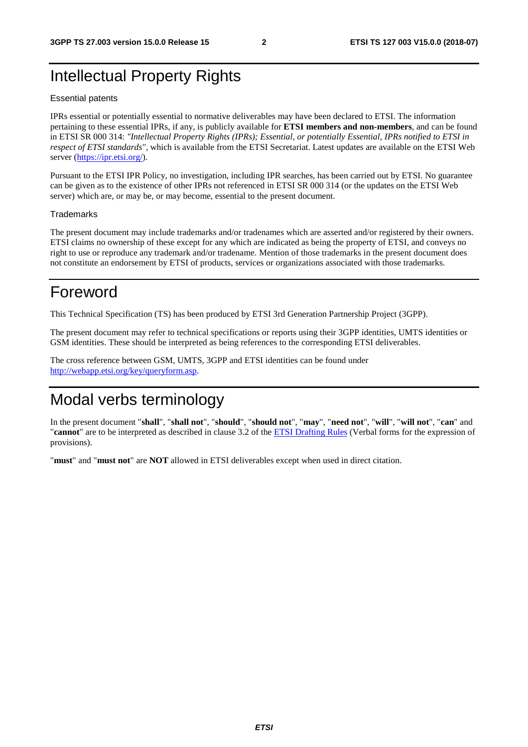# Intellectual Property Rights

Essential patents

IPRs essential or potentially essential to normative deliverables may have been declared to ETSI. The information pertaining to these essential IPRs, if any, is publicly available for **ETSI members and non-members**, and can be found in ETSI SR 000 314: *"Intellectual Property Rights (IPRs); Essential, or potentially Essential, IPRs notified to ETSI in respect of ETSI standards"*, which is available from the ETSI Secretariat. Latest updates are available on the ETSI Web server (https://ipr.etsi.org/).

Pursuant to the ETSI IPR Policy, no investigation, including IPR searches, has been carried out by ETSI. No guarantee can be given as to the existence of other IPRs not referenced in ETSI SR 000 314 (or the updates on the ETSI Web server) which are, or may be, or may become, essential to the present document.

Trademarks

The present document may include trademarks and/or tradenames which are asserted and/or registered by their owners. ETSI claims no ownership of these except for any which are indicated as being the property of ETSI, and conveys no right to use or reproduce any trademark and/or tradename. Mention of those trademarks in the present document does not constitute an endorsement by ETSI of products, services or organizations associated with those trademarks.

# Foreword

This Technical Specification (TS) has been produced by ETSI 3rd Generation Partnership Project (3GPP).

The present document may refer to technical specifications or reports using their 3GPP identities, UMTS identities or GSM identities. These should be interpreted as being references to the corresponding ETSI deliverables.

The cross reference between GSM, UMTS, 3GPP and ETSI identities can be found under http://webapp.etsi.org/key/queryform.asp.

# Modal verbs terminology

In the present document "**shall**", "**shall not**", "**should**", "**should not**", "**may**", "**need not**", "**will**", "**will not**", "**can**" and "**cannot**" are to be interpreted as described in clause 3.2 of the ETSI Drafting Rules (Verbal forms for the expression of provisions).

"**must**" and "**must not**" are **NOT** allowed in ETSI deliverables except when used in direct citation.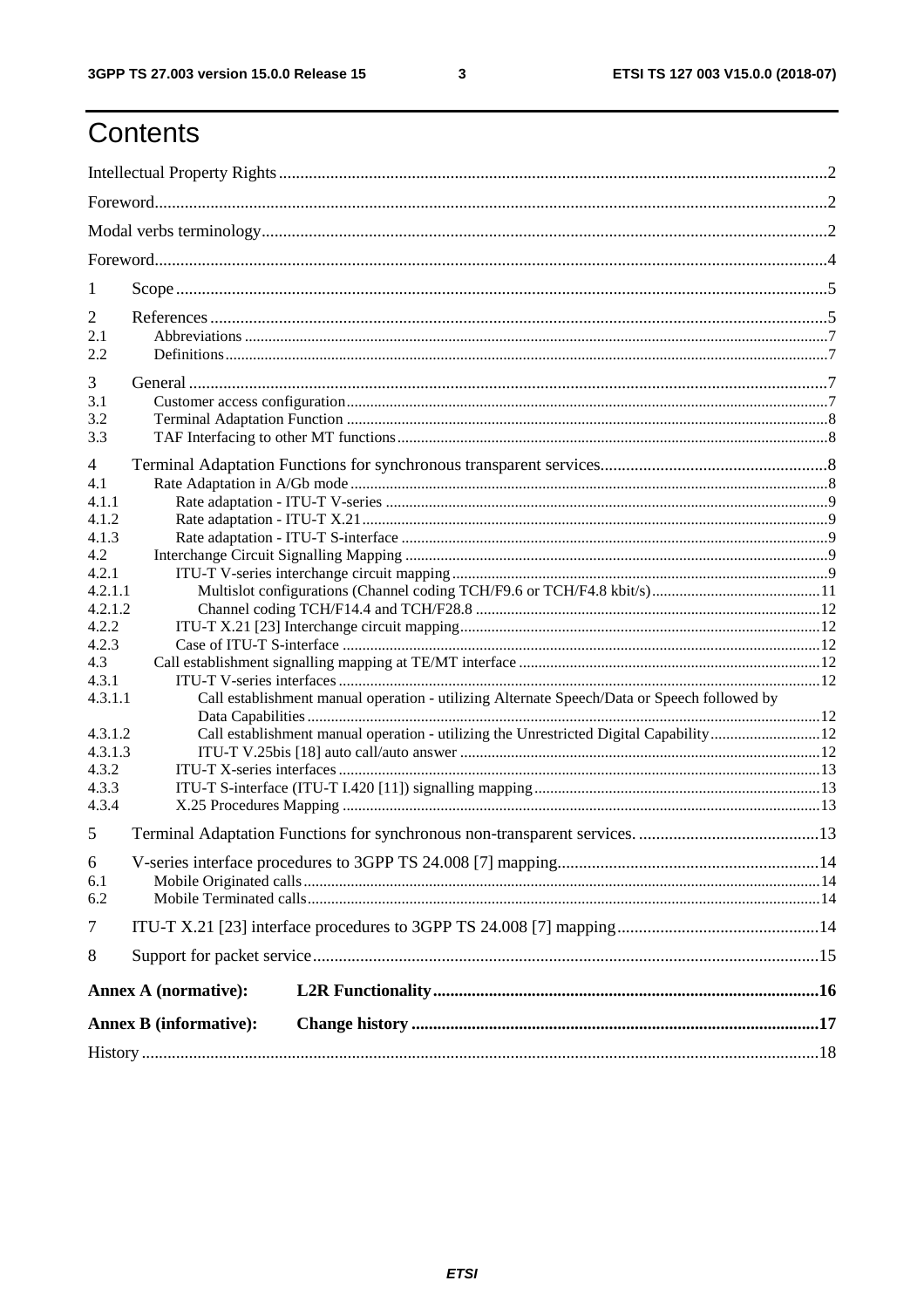# Contents

Intellectual Property Rights ..... 2
Foreword ..... 2
Modal verbs terminology ..... 2
Foreword ..... 4
1 Scope ..... 5
2 References ..... 5
2.1 Abbreviations ..... 7
2.2 Definitions ..... 7
3 General ..... 7
3.1 Customer access configuration ..... 7
3.2 Terminal Adaptation Function ..... 8
3.3 TAF Interfacing to other MT functions ..... 8
4 Terminal Adaptation Functions for synchronous transparent services ..... 8
4.1 Rate Adaptation in A/Gb mode ..... 8
4.1.1 Rate adaptation - ITU-T V-series ..... 9
4.1.2 Rate adaptation - ITU-T X.21 ..... 9
4.1.3 Rate adaptation - ITU-T S-interface ..... 9
4.2 Interchange Circuit Signalling Mapping ..... 9
4.2.1 ITU-T V-series interchange circuit mapping ..... 9
4.2.1.1 Multislot configurations (Channel coding TCH/F9.6 or TCH/F4.8 kbit/s) ..... 11
4.2.1.2 Channel coding TCH/F14.4 and TCH/F28.8 ..... 12
4.2.2 ITU-T X.21 [23] Interchange circuit mapping ..... 12
4.2.3 Case of ITU-T S-interface ..... 12
4.3 Call establishment signalling mapping at TE/MT interface ..... 12
4.3.1 ITU-T V-series interfaces ..... 12
4.3.1.1 Call establishment manual operation - utilizing Alternate Speech/Data or Speech followed by Data Capabilities ..... 12
4.3.1.2 Call establishment manual operation - utilizing the Unrestricted Digital Capability ..... 12
4.3.1.3 ITU-T V.25bis [18] auto call/auto answer ..... 12
4.3.2 ITU-T X-series interfaces ..... 13
4.3.3 ITU-T S-interface (ITU-T I.420 [11]) signalling mapping ..... 13
4.3.4 X.25 Procedures Mapping ..... 13
5 Terminal Adaptation Functions for synchronous non-transparent services. ..... 13
6 V-series interface procedures to 3GPP TS 24.008 [7] mapping ..... 14
6.1 Mobile Originated calls ..... 14
6.2 Mobile Terminated calls ..... 14
7 ITU-T X.21 [23] interface procedures to 3GPP TS 24.008 [7] mapping ..... 14
8 Support for packet service ..... 15
**Annex A (normative): L2R Functionality ..... 16**
**Annex B (informative): Change history ..... 17**
History ..... 18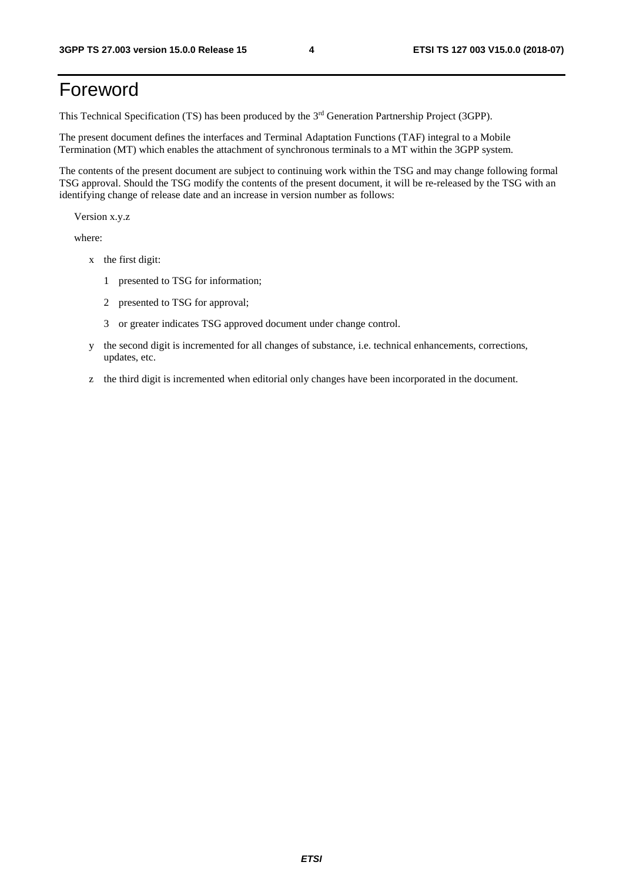# Foreword

This Technical Specification (TS) has been produced by the 3rd Generation Partnership Project (3GPP).

The present document defines the interfaces and Terminal Adaptation Functions (TAF) integral to a Mobile Termination (MT) which enables the attachment of synchronous terminals to a MT within the 3GPP system.

The contents of the present document are subject to continuing work within the TSG and may change following formal TSG approval. Should the TSG modify the contents of the present document, it will be re-released by the TSG with an identifying change of release date and an increase in version number as follows:

Version x.y.z

where:

- x the first digit:
  - 1 presented to TSG for information;
  - 2 presented to TSG for approval;
  - 3 or greater indicates TSG approved document under change control.
- y the second digit is incremented for all changes of substance, i.e. technical enhancements, corrections, updates, etc.
- z the third digit is incremented when editorial only changes have been incorporated in the document.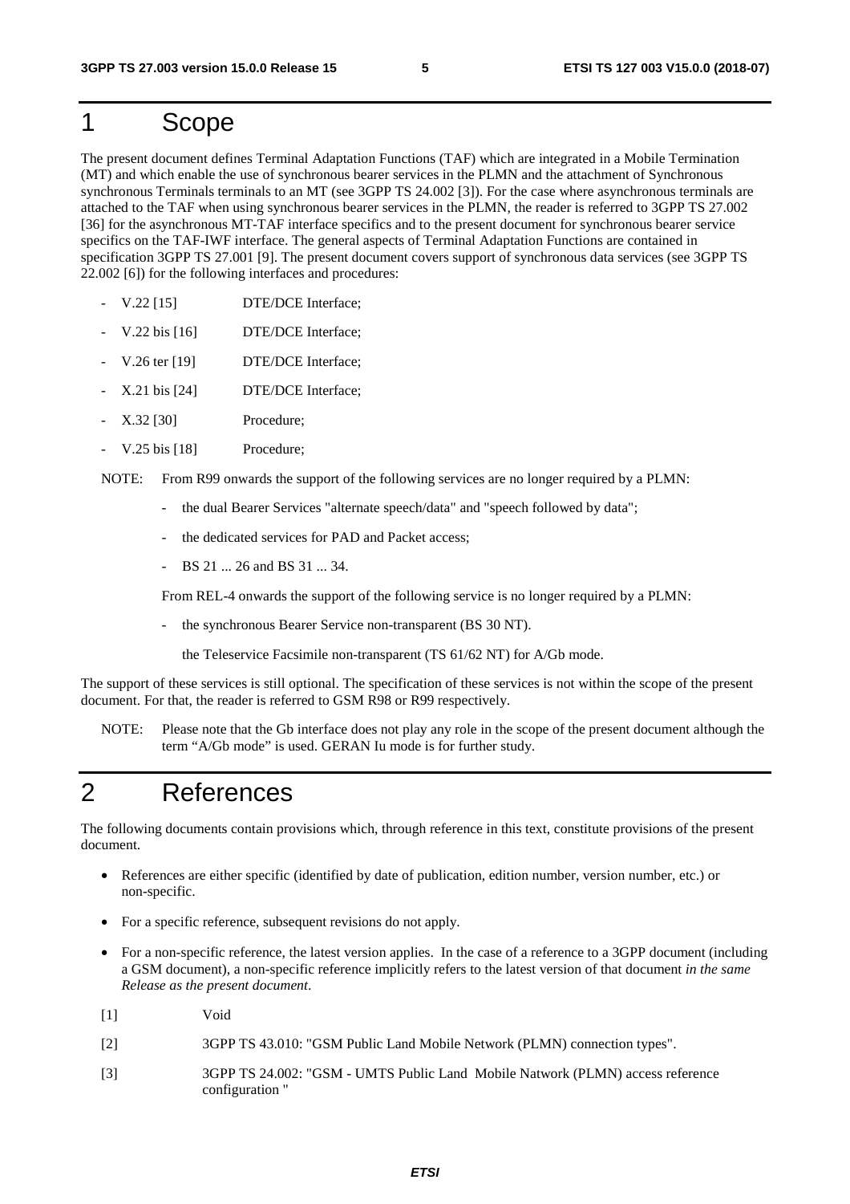# 1 Scope

The present document defines Terminal Adaptation Functions (TAF) which are integrated in a Mobile Termination (MT) and which enable the use of synchronous bearer services in the PLMN and the attachment of Synchronous synchronous Terminals terminals to an MT (see 3GPP TS 24.002 [3]). For the case where asynchronous terminals are attached to the TAF when using synchronous bearer services in the PLMN, the reader is referred to 3GPP TS 27.002 [36] for the asynchronous MT-TAF interface specifics and to the present document for synchronous bearer service specifics on the TAF-IWF interface. The general aspects of Terminal Adaptation Functions are contained in specification 3GPP TS 27.001 [9]. The present document covers support of synchronous data services (see 3GPP TS 22.002 [6]) for the following interfaces and procedures:

- V.22 [15] DTE/DCE Interface;
- V.22 bis [16] DTE/DCE Interface;
- V.26 ter [19] DTE/DCE Interface;
- X.21 bis [24] DTE/DCE Interface;
- X.32 [30] Procedure;
- V.25 bis [18] Procedure;

NOTE: From R99 onwards the support of the following services are no longer required by a PLMN:

- the dual Bearer Services "alternate speech/data" and "speech followed by data";
- the dedicated services for PAD and Packet access;
- BS 21 ... 26 and BS 31 ... 34.

From REL-4 onwards the support of the following service is no longer required by a PLMN:

- the synchronous Bearer Service non-transparent (BS 30 NT).

  the Teleservice Facsimile non-transparent (TS 61/62 NT) for A/Gb mode.

The support of these services is still optional. The specification of these services is not within the scope of the present document. For that, the reader is referred to GSM R98 or R99 respectively.

NOTE: Please note that the Gb interface does not play any role in the scope of the present document although the term "A/Gb mode" is used. GERAN Iu mode is for further study.

# 2 References

The following documents contain provisions which, through reference in this text, constitute provisions of the present document.

- References are either specific (identified by date of publication, edition number, version number, etc.) or non-specific.
- For a specific reference, subsequent revisions do not apply.
- For a non-specific reference, the latest version applies. In the case of a reference to a 3GPP document (including a GSM document), a non-specific reference implicitly refers to the latest version of that document *in the same Release as the present document*.

[1] Void

[2] 3GPP TS 43.010: "GSM Public Land Mobile Network (PLMN) connection types".

[3] 3GPP TS 24.002: "GSM - UMTS Public Land Mobile Natwork (PLMN) access reference configuration "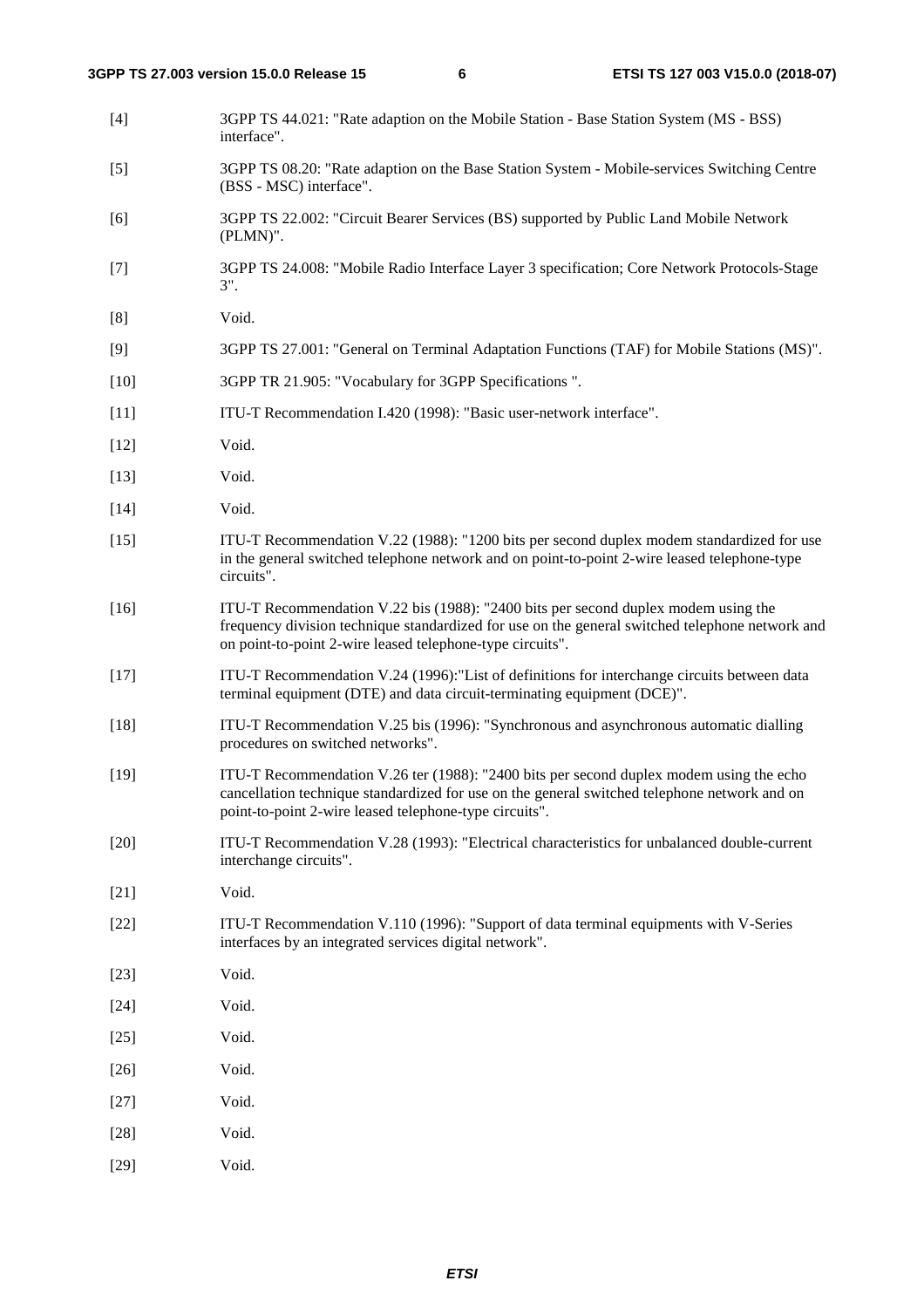[4] 3GPP TS 44.021: "Rate adaption on the Mobile Station - Base Station System (MS - BSS) interface".

[5] 3GPP TS 08.20: "Rate adaption on the Base Station System - Mobile-services Switching Centre (BSS - MSC) interface".

[6] 3GPP TS 22.002: "Circuit Bearer Services (BS) supported by Public Land Mobile Network (PLMN)".

[7] 3GPP TS 24.008: "Mobile Radio Interface Layer 3 specification; Core Network Protocols-Stage 3".

[8] Void.

[9] 3GPP TS 27.001: "General on Terminal Adaptation Functions (TAF) for Mobile Stations (MS)".

[10] 3GPP TR 21.905: "Vocabulary for 3GPP Specifications ".

[11] ITU-T Recommendation I.420 (1998): "Basic user-network interface".

[12] Void.

[13] Void.

[14] Void.

[15] ITU-T Recommendation V.22 (1988): "1200 bits per second duplex modem standardized for use in the general switched telephone network and on point-to-point 2-wire leased telephone-type circuits".

[16] ITU-T Recommendation V.22 bis (1988): "2400 bits per second duplex modem using the frequency division technique standardized for use on the general switched telephone network and on point-to-point 2-wire leased telephone-type circuits".

[17] ITU-T Recommendation V.24 (1996):"List of definitions for interchange circuits between data terminal equipment (DTE) and data circuit-terminating equipment (DCE)".

[18] ITU-T Recommendation V.25 bis (1996): "Synchronous and asynchronous automatic dialling procedures on switched networks".

[19] ITU-T Recommendation V.26 ter (1988): "2400 bits per second duplex modem using the echo cancellation technique standardized for use on the general switched telephone network and on point-to-point 2-wire leased telephone-type circuits".

[20] ITU-T Recommendation V.28 (1993): "Electrical characteristics for unbalanced double-current interchange circuits".

[21] Void.

[22] ITU-T Recommendation V.110 (1996): "Support of data terminal equipments with V-Series interfaces by an integrated services digital network".

[23] Void.

[24] Void.

[25] Void.

[26] Void.

[27] Void.

[28] Void.

[29] Void.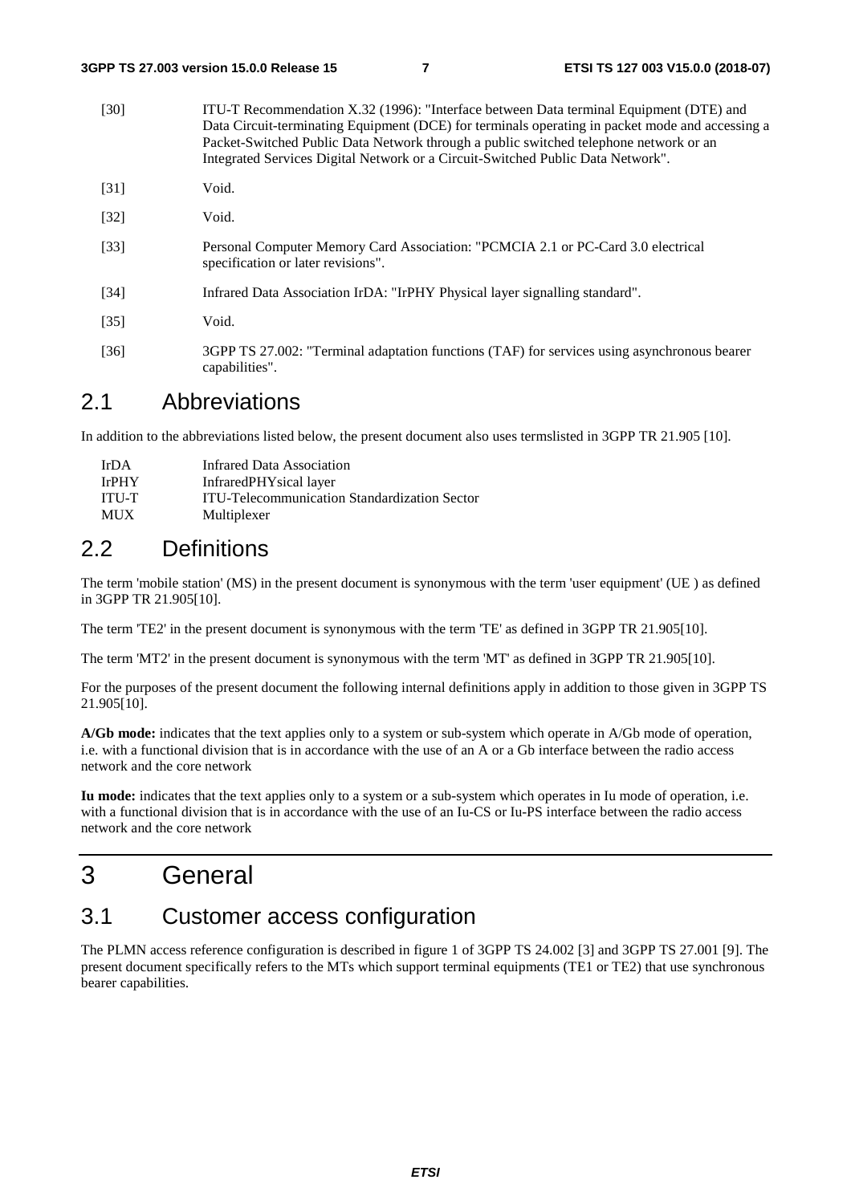[30] ITU-T Recommendation X.32 (1996): "Interface between Data terminal Equipment (DTE) and Data Circuit-terminating Equipment (DCE) for terminals operating in packet mode and accessing a Packet-Switched Public Data Network through a public switched telephone network or an Integrated Services Digital Network or a Circuit-Switched Public Data Network".

[31] Void.

[32] Void.

[33] Personal Computer Memory Card Association: "PCMCIA 2.1 or PC-Card 3.0 electrical specification or later revisions".

[34] Infrared Data Association IrDA: "IrPHY Physical layer signalling standard".

[35] Void.

[36] 3GPP TS 27.002: "Terminal adaptation functions (TAF) for services using asynchronous bearer capabilities".

## 2.1 Abbreviations

In addition to the abbreviations listed below, the present document also uses termslisted in 3GPP TR 21.905 [10].

IrDA Infrared Data Association
IrPHY InfraredPHYsical layer
ITU-T ITU-Telecommunication Standardization Sector
MUX Multiplexer

## 2.2 Definitions

The term 'mobile station' (MS) in the present document is synonymous with the term 'user equipment' (UE ) as defined in 3GPP TR 21.905[10].

The term 'TE2' in the present document is synonymous with the term 'TE' as defined in 3GPP TR 21.905[10].

The term 'MT2' in the present document is synonymous with the term 'MT' as defined in 3GPP TR 21.905[10].

For the purposes of the present document the following internal definitions apply in addition to those given in 3GPP TS 21.905[10].

**A/Gb mode:** indicates that the text applies only to a system or sub-system which operate in A/Gb mode of operation, i.e. with a functional division that is in accordance with the use of an A or a Gb interface between the radio access network and the core network

**Iu mode:** indicates that the text applies only to a system or a sub-system which operates in Iu mode of operation, i.e. with a functional division that is in accordance with the use of an Iu-CS or Iu-PS interface between the radio access network and the core network

# 3 General

## 3.1 Customer access configuration

The PLMN access reference configuration is described in figure 1 of 3GPP TS 24.002 [3] and 3GPP TS 27.001 [9]. The present document specifically refers to the MTs which support terminal equipments (TE1 or TE2) that use synchronous bearer capabilities.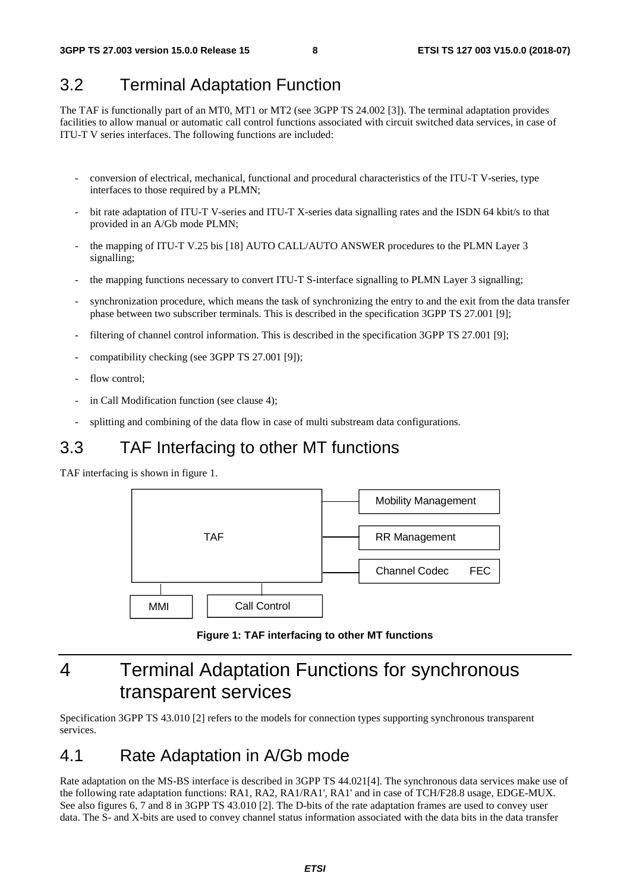## 3.2 Terminal Adaptation Function

The TAF is functionally part of an MT0, MT1 or MT2 (see 3GPP TS 24.002 [3]). The terminal adaptation provides facilities to allow manual or automatic call control functions associated with circuit switched data services, in case of ITU-T V series interfaces. The following functions are included:

- conversion of electrical, mechanical, functional and procedural characteristics of the ITU-T V-series, type interfaces to those required by a PLMN;
- bit rate adaptation of ITU-T V-series and ITU-T X-series data signalling rates and the ISDN 64 kbit/s to that provided in an A/Gb mode PLMN;
- the mapping of ITU-T V.25 bis [18] AUTO CALL/AUTO ANSWER procedures to the PLMN Layer 3 signalling;
- the mapping functions necessary to convert ITU-T S-interface signalling to PLMN Layer 3 signalling;
- synchronization procedure, which means the task of synchronizing the entry to and the exit from the data transfer phase between two subscriber terminals. This is described in the specification 3GPP TS 27.001 [9];
- filtering of channel control information. This is described in the specification 3GPP TS 27.001 [9];
- compatibility checking (see 3GPP TS 27.001 [9]);
- flow control;
- in Call Modification function (see clause 4);
- splitting and combining of the data flow in case of multi substream data configurations.

## 3.3 TAF Interfacing to other MT functions

TAF interfacing is shown in figure 1.

TAF | Mobility Management | RR Management | Channel Codec FEC | MMI | Call Control

**Figure 1: TAF interfacing to other MT functions**

# 4 Terminal Adaptation Functions for synchronous transparent services

Specification 3GPP TS 43.010 [2] refers to the models for connection types supporting synchronous transparent services.

## 4.1 Rate Adaptation in A/Gb mode

Rate adaptation on the MS-BS interface is described in 3GPP TS 44.021[4]. The synchronous data services make use of the following rate adaptation functions: RA1, RA2, RA1/RA1', RA1' and in case of TCH/F28.8 usage, EDGE-MUX. See also figures 6, 7 and 8 in 3GPP TS 43.010 [2]. The D-bits of the rate adaptation frames are used to convey user data. The S- and X-bits are used to convey channel status information associated with the data bits in the data transfer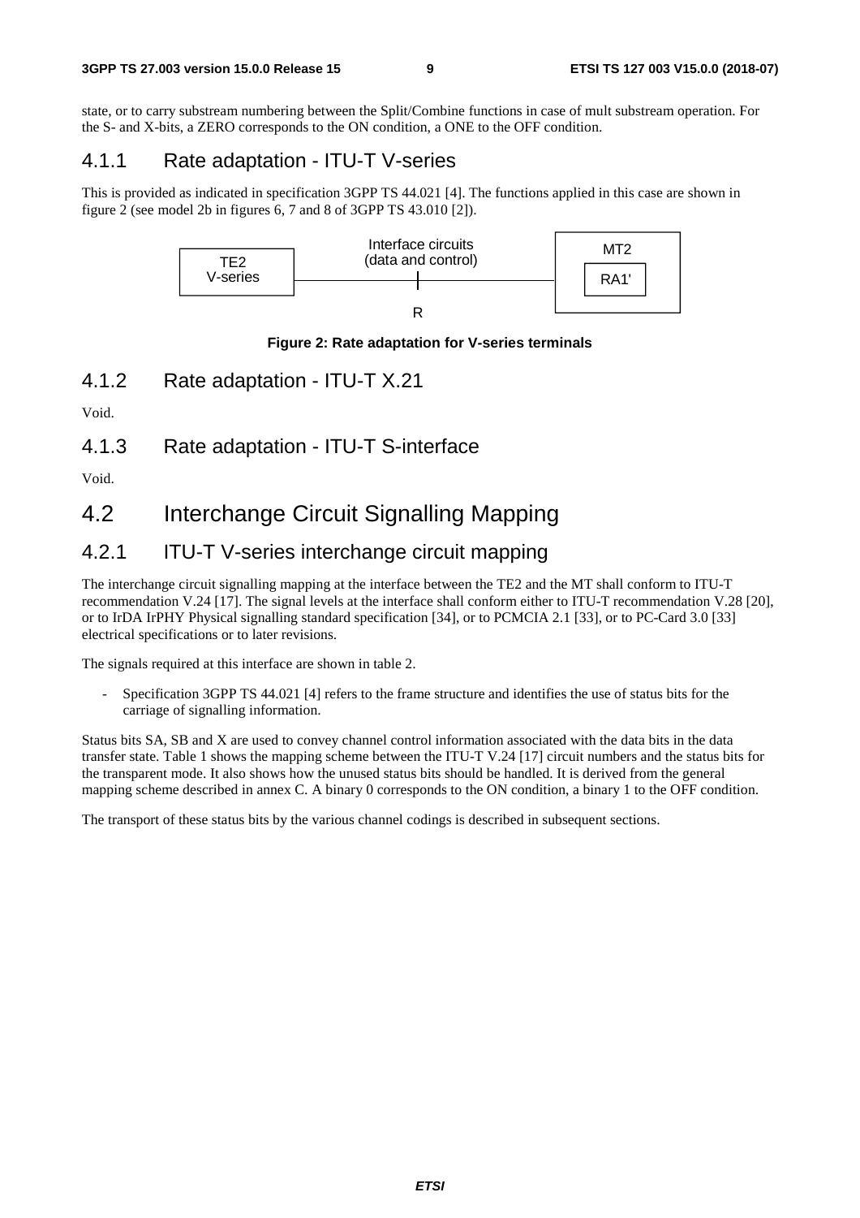state, or to carry substream numbering between the Split/Combine functions in case of mult substream operation. For the S- and X-bits, a ZERO corresponds to the ON condition, a ONE to the OFF condition.

### 4.1.1 Rate adaptation - ITU-T V-series

This is provided as indicated in specification 3GPP TS 44.021 [4]. The functions applied in this case are shown in figure 2 (see model 2b in figures 6, 7 and 8 of 3GPP TS 43.010 [2]).

TE2 V-series — Interface circuits (data and control) — R — MT2 (RA1')

**Figure 2: Rate adaptation for V-series terminals**

### 4.1.2 Rate adaptation - ITU-T X.21

Void.

### 4.1.3 Rate adaptation - ITU-T S-interface

Void.

## 4.2 Interchange Circuit Signalling Mapping

### 4.2.1 ITU-T V-series interchange circuit mapping

The interchange circuit signalling mapping at the interface between the TE2 and the MT shall conform to ITU-T recommendation V.24 [17]. The signal levels at the interface shall conform either to ITU-T recommendation V.28 [20], or to IrDA IrPHY Physical signalling standard specification [34], or to PCMCIA 2.1 [33], or to PC-Card 3.0 [33] electrical specifications or to later revisions.

The signals required at this interface are shown in table 2.

- Specification 3GPP TS 44.021 [4] refers to the frame structure and identifies the use of status bits for the carriage of signalling information.

Status bits SA, SB and X are used to convey channel control information associated with the data bits in the data transfer state. Table 1 shows the mapping scheme between the ITU-T V.24 [17] circuit numbers and the status bits for the transparent mode. It also shows how the unused status bits should be handled. It is derived from the general mapping scheme described in annex C. A binary 0 corresponds to the ON condition, a binary 1 to the OFF condition.

The transport of these status bits by the various channel codings is described in subsequent sections.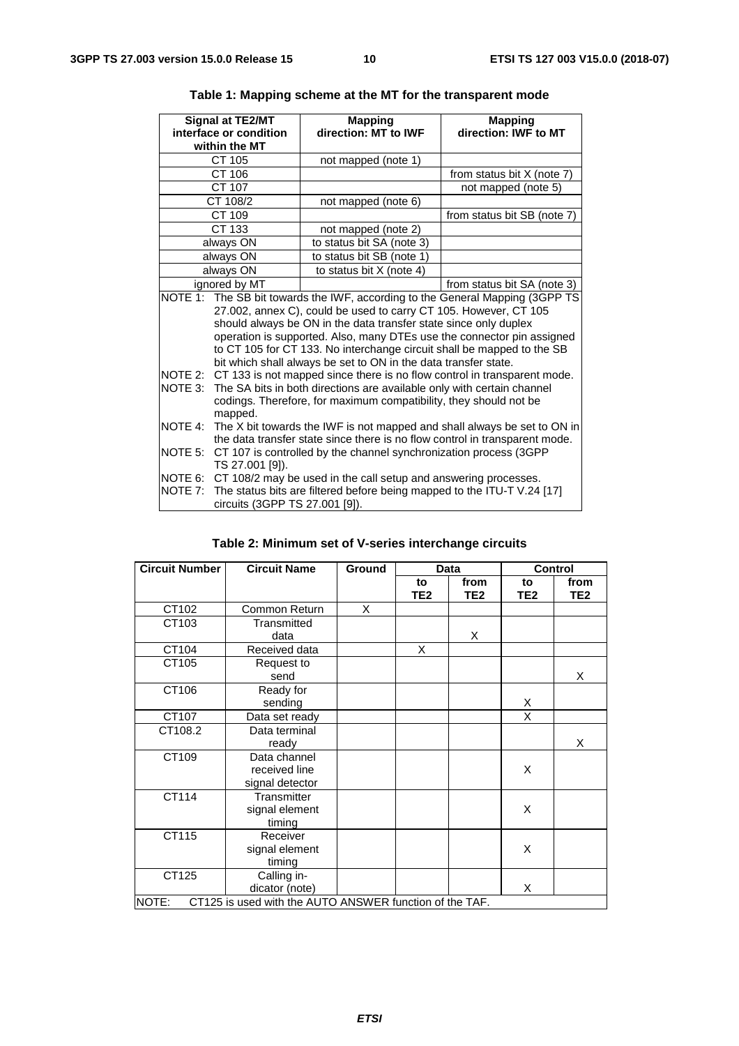**Table 1: Mapping scheme at the MT for the transparent mode**

| Signal at TE2/MT interface or condition within the MT | Mapping direction: MT to IWF | Mapping direction: IWF to MT |
|---|---|---|
| CT 105 | not mapped (note 1) | |
| CT 106 | | from status bit X (note 7) |
| CT 107 | | not mapped (note 5) |
| CT 108/2 | not mapped (note 6) | |
| CT 109 | | from status bit SB (note 7) |
| CT 133 | not mapped (note 2) | |
| always ON | to status bit SA (note 3) | |
| always ON | to status bit SB (note 1) | |
| always ON | to status bit X (note 4) | |
| ignored by MT | | from status bit SA (note 3) |

NOTE 1: The SB bit towards the IWF, according to the General Mapping (3GPP TS 27.002, annex C), could be used to carry CT 105. However, CT 105 should always be ON in the data transfer state since only duplex operation is supported. Also, many DTEs use the connector pin assigned to CT 105 for CT 133. No interchange circuit shall be mapped to the SB bit which shall always be set to ON in the data transfer state.

NOTE 2: CT 133 is not mapped since there is no flow control in transparent mode.

NOTE 3: The SA bits in both directions are available only with certain channel codings. Therefore, for maximum compatibility, they should not be mapped.

NOTE 4: The X bit towards the IWF is not mapped and shall always be set to ON in the data transfer state since there is no flow control in transparent mode.

NOTE 5: CT 107 is controlled by the channel synchronization process (3GPP TS 27.001 [9]).

NOTE 6: CT 108/2 may be used in the call setup and answering processes.

NOTE 7: The status bits are filtered before being mapped to the ITU-T V.24 [17] circuits (3GPP TS 27.001 [9]).

**Table 2: Minimum set of V-series interchange circuits**

| Circuit Number | Circuit Name | Ground | Data | | Control | |
|---|---|---|---|---|---|---|
| | | | to TE2 | from TE2 | to TE2 | from TE2 |
| CT102 | Common Return | X | | | | |
| CT103 | Transmitted data | | | X | | |
| CT104 | Received data | | X | | | |
| CT105 | Request to send | | | | | X |
| CT106 | Ready for sending | | | | X | |
| CT107 | Data set ready | | | | X | |
| CT108.2 | Data terminal ready | | | | | X |
| CT109 | Data channel received line signal detector | | | | X | |
| CT114 | Transmitter signal element timing | | | | X | |
| CT115 | Receiver signal element timing | | | | X | |
| CT125 | Calling indicator (note) | | | | X | |

NOTE: CT125 is used with the AUTO ANSWER function of the TAF.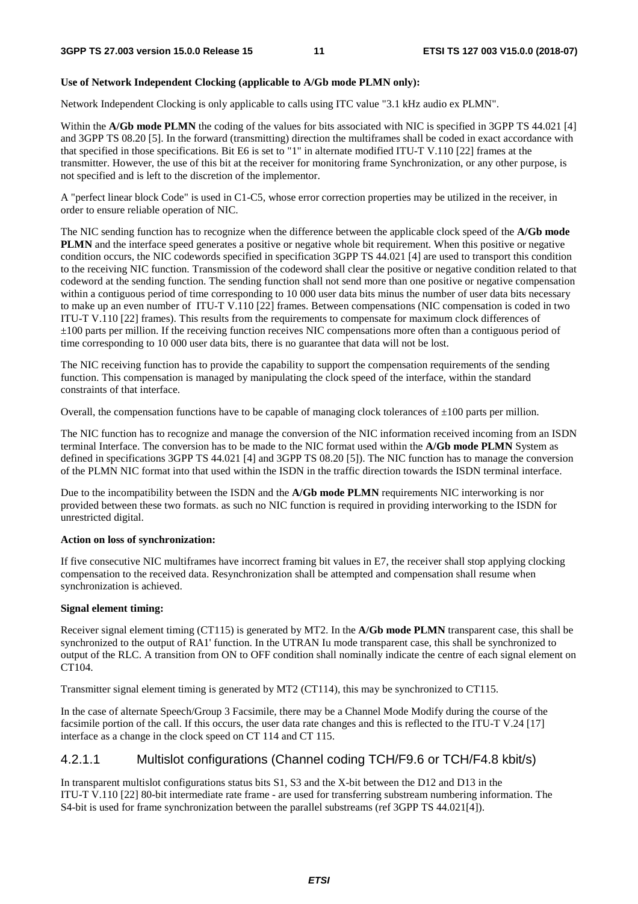**Use of Network Independent Clocking (applicable to A/Gb mode PLMN only):**

Network Independent Clocking is only applicable to calls using ITC value "3.1 kHz audio ex PLMN".

Within the **A/Gb mode PLMN** the coding of the values for bits associated with NIC is specified in 3GPP TS 44.021 [4] and 3GPP TS 08.20 [5]. In the forward (transmitting) direction the multiframes shall be coded in exact accordance with that specified in those specifications. Bit E6 is set to "1" in alternate modified ITU-T V.110 [22] frames at the transmitter. However, the use of this bit at the receiver for monitoring frame Synchronization, or any other purpose, is not specified and is left to the discretion of the implementor.

A "perfect linear block Code" is used in C1-C5, whose error correction properties may be utilized in the receiver, in order to ensure reliable operation of NIC.

The NIC sending function has to recognize when the difference between the applicable clock speed of the **A/Gb mode PLMN** and the interface speed generates a positive or negative whole bit requirement. When this positive or negative condition occurs, the NIC codewords specified in specification 3GPP TS 44.021 [4] are used to transport this condition to the receiving NIC function. Transmission of the codeword shall clear the positive or negative condition related to that codeword at the sending function. The sending function shall not send more than one positive or negative compensation within a contiguous period of time corresponding to 10 000 user data bits minus the number of user data bits necessary to make up an even number of ITU-T V.110 [22] frames. Between compensations (NIC compensation is coded in two ITU-T V.110 [22] frames). This results from the requirements to compensate for maximum clock differences of ±100 parts per million. If the receiving function receives NIC compensations more often than a contiguous period of time corresponding to 10 000 user data bits, there is no guarantee that data will not be lost.

The NIC receiving function has to provide the capability to support the compensation requirements of the sending function. This compensation is managed by manipulating the clock speed of the interface, within the standard constraints of that interface.

Overall, the compensation functions have to be capable of managing clock tolerances of ±100 parts per million.

The NIC function has to recognize and manage the conversion of the NIC information received incoming from an ISDN terminal Interface. The conversion has to be made to the NIC format used within the **A/Gb mode PLMN** System as defined in specifications 3GPP TS 44.021 [4] and 3GPP TS 08.20 [5]). The NIC function has to manage the conversion of the PLMN NIC format into that used within the ISDN in the traffic direction towards the ISDN terminal interface.

Due to the incompatibility between the ISDN and the **A/Gb mode PLMN** requirements NIC interworking is nor provided between these two formats. as such no NIC function is required in providing interworking to the ISDN for unrestricted digital.

**Action on loss of synchronization:**

If five consecutive NIC multiframes have incorrect framing bit values in E7, the receiver shall stop applying clocking compensation to the received data. Resynchronization shall be attempted and compensation shall resume when synchronization is achieved.

**Signal element timing:**

Receiver signal element timing (CT115) is generated by MT2. In the **A/Gb mode PLMN** transparent case, this shall be synchronized to the output of RA1' function. In the UTRAN Iu mode transparent case, this shall be synchronized to output of the RLC. A transition from ON to OFF condition shall nominally indicate the centre of each signal element on CT104.

Transmitter signal element timing is generated by MT2 (CT114), this may be synchronized to CT115.

In the case of alternate Speech/Group 3 Facsimile, there may be a Channel Mode Modify during the course of the facsimile portion of the call. If this occurs, the user data rate changes and this is reflected to the ITU-T V.24 [17] interface as a change in the clock speed on CT 114 and CT 115.

#### 4.2.1.1 Multislot configurations (Channel coding TCH/F9.6 or TCH/F4.8 kbit/s)

In transparent multislot configurations status bits S1, S3 and the X-bit between the D12 and D13 in the ITU-T V.110 [22] 80-bit intermediate rate frame - are used for transferring substream numbering information. The S4-bit is used for frame synchronization between the parallel substreams (ref 3GPP TS 44.021[4]).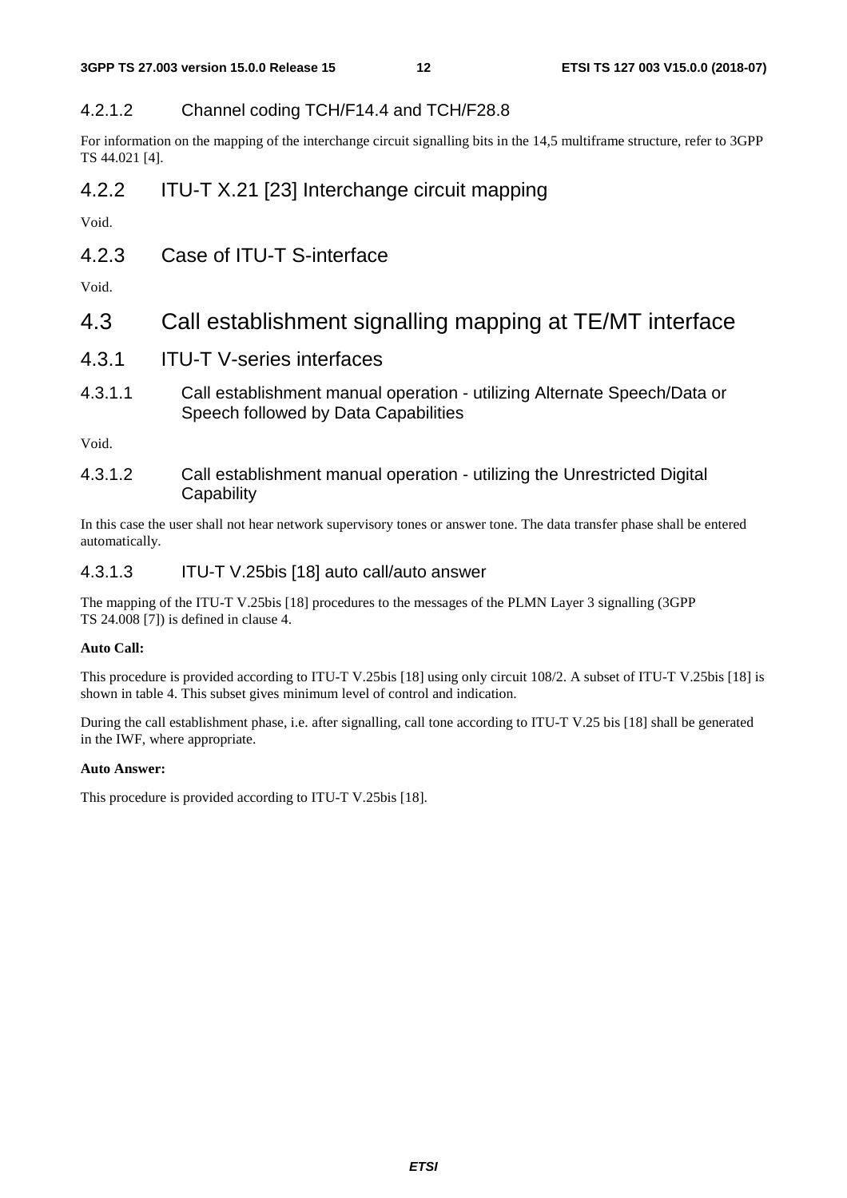#### 4.2.1.2 Channel coding TCH/F14.4 and TCH/F28.8

For information on the mapping of the interchange circuit signalling bits in the 14,5 multiframe structure, refer to 3GPP TS 44.021 [4].

### 4.2.2 ITU-T X.21 [23] Interchange circuit mapping

Void.

### 4.2.3 Case of ITU-T S-interface

Void.

## 4.3 Call establishment signalling mapping at TE/MT interface

### 4.3.1 ITU-T V-series interfaces

#### 4.3.1.1 Call establishment manual operation - utilizing Alternate Speech/Data or Speech followed by Data Capabilities

Void.

#### 4.3.1.2 Call establishment manual operation - utilizing the Unrestricted Digital Capability

In this case the user shall not hear network supervisory tones or answer tone. The data transfer phase shall be entered automatically.

#### 4.3.1.3 ITU-T V.25bis [18] auto call/auto answer

The mapping of the ITU-T V.25bis [18] procedures to the messages of the PLMN Layer 3 signalling (3GPP TS 24.008 [7]) is defined in clause 4.

**Auto Call:**

This procedure is provided according to ITU-T V.25bis [18] using only circuit 108/2. A subset of ITU-T V.25bis [18] is shown in table 4. This subset gives minimum level of control and indication.

During the call establishment phase, i.e. after signalling, call tone according to ITU-T V.25 bis [18] shall be generated in the IWF, where appropriate.

**Auto Answer:**

This procedure is provided according to ITU-T V.25bis [18].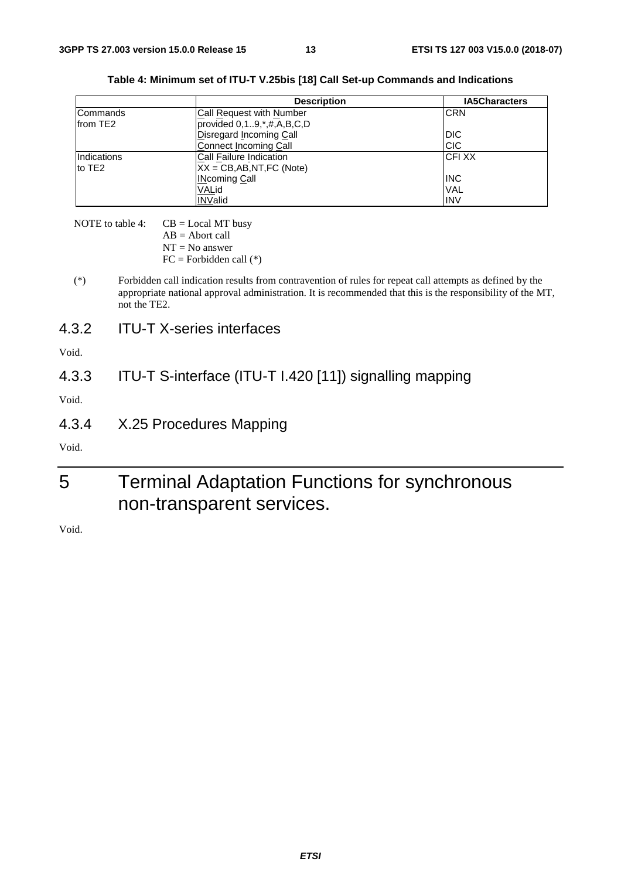**Table 4: Minimum set of ITU-T V.25bis [18] Call Set-up Commands and Indications**

| | Description | IA5Characters |
|---|---|---|
| Commands from TE2 | Call Request with Number provided 0,1..9,*,#,A,B,C,D | CRN |
| | Disregard Incoming Call | DIC |
| | Connect Incoming Call | CIC |
| Indications to TE2 | Call Failure Indication XX = CB,AB,NT,FC (Note) | CFI XX |
| | INcoming Call | INC |
| | VALid | VAL |
| | INValid | INV |

NOTE to table 4: CB = Local MT busy
AB = Abort call
NT = No answer
FC = Forbidden call (*)

(*) Forbidden call indication results from contravention of rules for repeat call attempts as defined by the appropriate national approval administration. It is recommended that this is the responsibility of the MT, not the TE2.

### 4.3.2 ITU-T X-series interfaces

Void.

### 4.3.3 ITU-T S-interface (ITU-T I.420 [11]) signalling mapping

Void.

### 4.3.4 X.25 Procedures Mapping

Void.

# 5 Terminal Adaptation Functions for synchronous non-transparent services.

Void.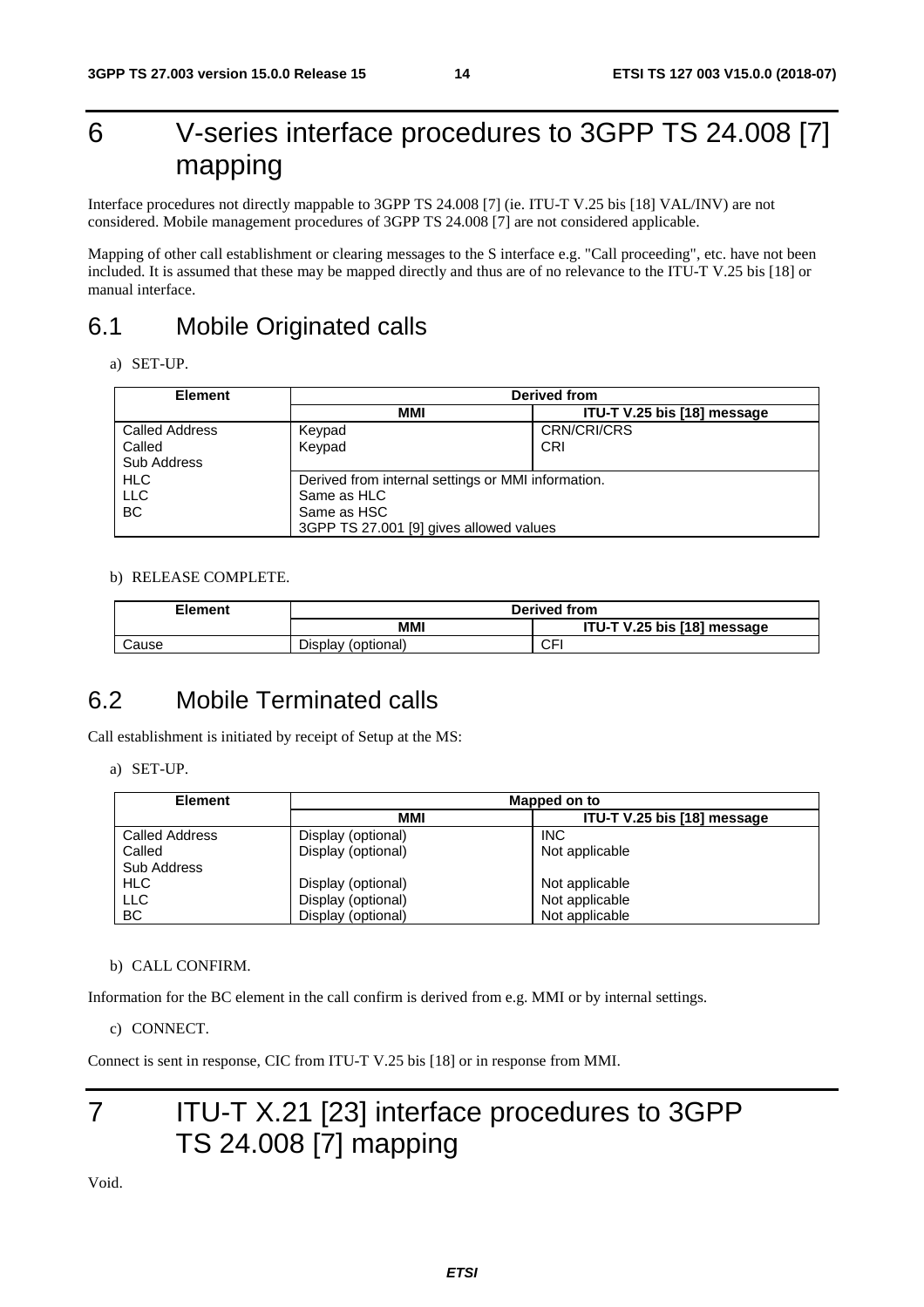# 6 V-series interface procedures to 3GPP TS 24.008 [7] mapping

Interface procedures not directly mappable to 3GPP TS 24.008 [7] (ie. ITU-T V.25 bis [18] VAL/INV) are not considered. Mobile management procedures of 3GPP TS 24.008 [7] are not considered applicable.

Mapping of other call establishment or clearing messages to the S interface e.g. "Call proceeding", etc. have not been included. It is assumed that these may be mapped directly and thus are of no relevance to the ITU-T V.25 bis [18] or manual interface.

## 6.1 Mobile Originated calls

a) SET-UP.

| Element | Derived from | |
|---|---|---|
| | MMI | ITU-T V.25 bis [18] message |
| Called Address<br>Called<br>Sub Address | Keypad<br>Keypad | CRN/CRI/CRS<br>CRI |
| HLC<br>LLC<br>BC | Derived from internal settings or MMI information.<br>Same as HLC<br>Same as HSC<br>3GPP TS 27.001 [9] gives allowed values | |

b) RELEASE COMPLETE.

| Element | Derived from | |
|---|---|---|
| | MMI | ITU-T V.25 bis [18] message |
| Cause | Display (optional) | CFI |

## 6.2 Mobile Terminated calls

Call establishment is initiated by receipt of Setup at the MS:

a) SET-UP.

| Element | Mapped on to | |
|---|---|---|
| | MMI | ITU-T V.25 bis [18] message |
| Called Address | Display (optional) | INC |
| Called<br>Sub Address | Display (optional) | Not applicable |
| HLC | Display (optional) | Not applicable |
| LLC | Display (optional) | Not applicable |
| BC | Display (optional) | Not applicable |

b) CALL CONFIRM.

Information for the BC element in the call confirm is derived from e.g. MMI or by internal settings.

c) CONNECT.

Connect is sent in response, CIC from ITU-T V.25 bis [18] or in response from MMI.

# 7 ITU-T X.21 [23] interface procedures to 3GPP TS 24.008 [7] mapping

Void.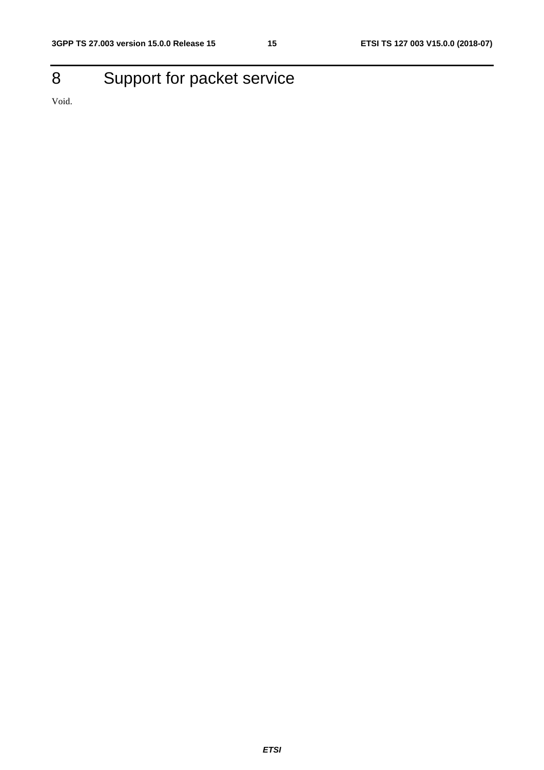# 8 Support for packet service

Void.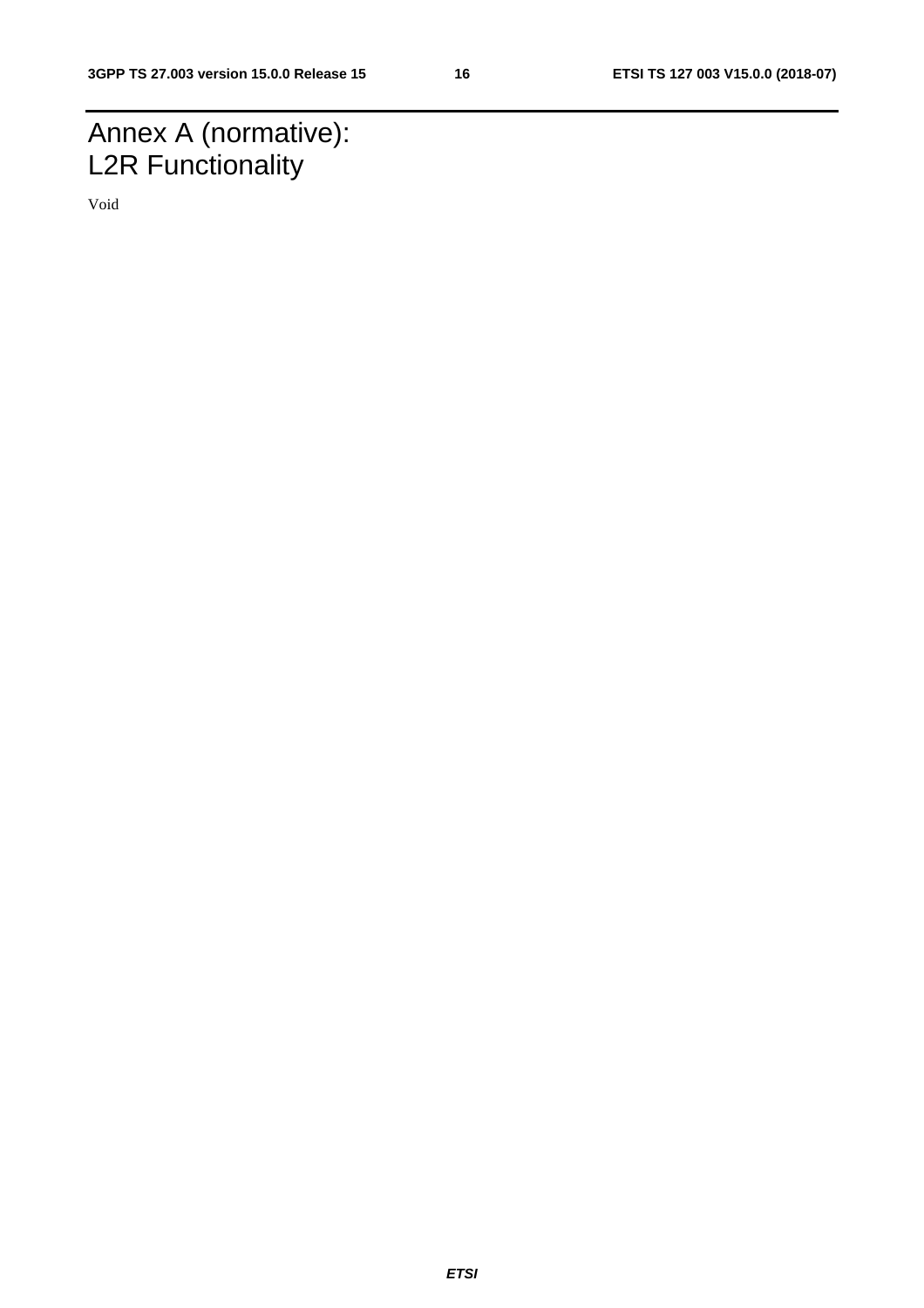# Annex A (normative): L2R Functionality

Void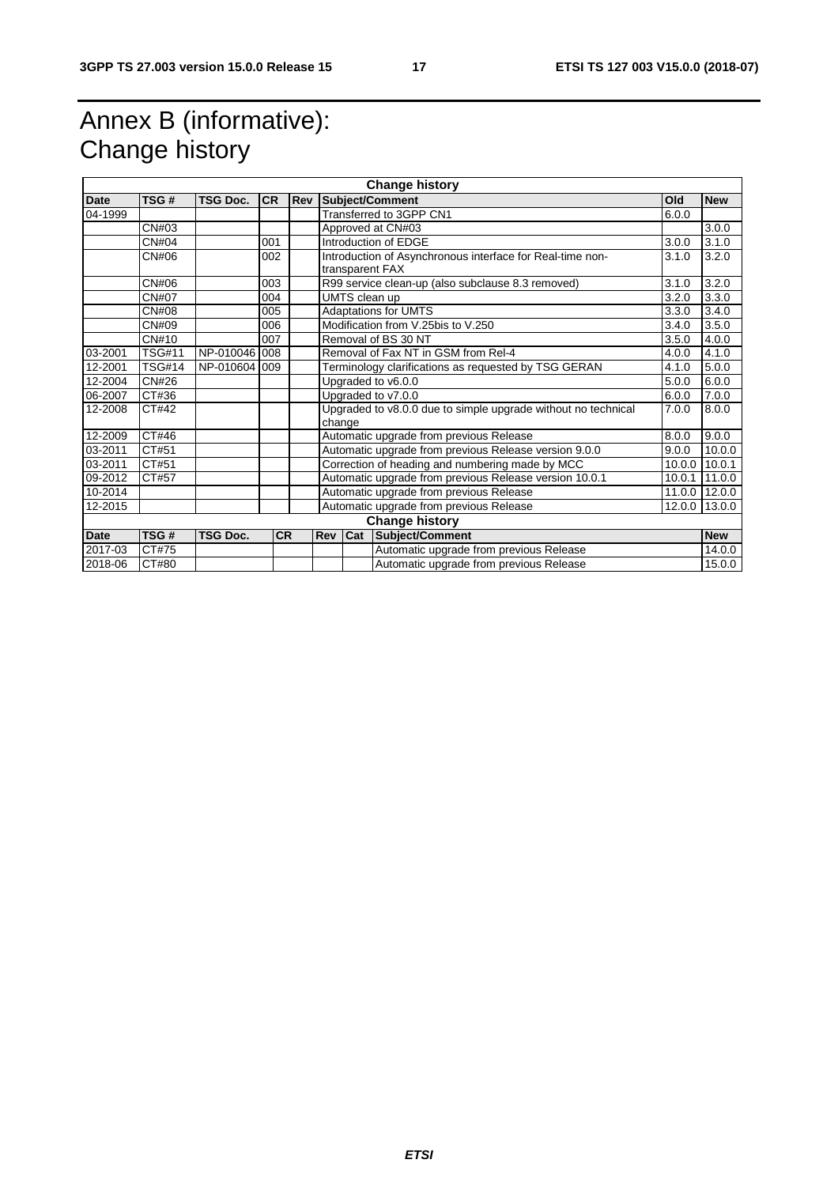# Annex B (informative): Change history

| Change history | | | | | | | |
|---|---|---|---|---|---|---|---|
| **Date** | **TSG #** | **TSG Doc.** | **CR** | **Rev** | **Subject/Comment** | **Old** | **New** |
| 04-1999 | | | | | Transferred to 3GPP CN1 | 6.0.0 | |
| | CN#03 | | | | Approved at CN#03 | | 3.0.0 |
| | CN#04 | | 001 | | Introduction of EDGE | 3.0.0 | 3.1.0 |
| | CN#06 | | 002 | | Introduction of Asynchronous interface for Real-time non-transparent FAX | 3.1.0 | 3.2.0 |
| | CN#06 | | 003 | | R99 service clean-up (also subclause 8.3 removed) | 3.1.0 | 3.2.0 |
| | CN#07 | | 004 | | UMTS clean up | 3.2.0 | 3.3.0 |
| | CN#08 | | 005 | | Adaptations for UMTS | 3.3.0 | 3.4.0 |
| | CN#09 | | 006 | | Modification from V.25bis to V.250 | 3.4.0 | 3.5.0 |
| | CN#10 | | 007 | | Removal of BS 30 NT | 3.5.0 | 4.0.0 |
| 03-2001 | TSG#11 | NP-010046 | 008 | | Removal of Fax NT in GSM from Rel-4 | 4.0.0 | 4.1.0 |
| 12-2001 | TSG#14 | NP-010604 | 009 | | Terminology clarifications as requested by TSG GERAN | 4.1.0 | 5.0.0 |
| 12-2004 | CN#26 | | | | Upgraded to v6.0.0 | 5.0.0 | 6.0.0 |
| 06-2007 | CT#36 | | | | Upgraded to v7.0.0 | 6.0.0 | 7.0.0 |
| 12-2008 | CT#42 | | | | Upgraded to v8.0.0 due to simple upgrade without no technical change | 7.0.0 | 8.0.0 |
| 12-2009 | CT#46 | | | | Automatic upgrade from previous Release | 8.0.0 | 9.0.0 |
| 03-2011 | CT#51 | | | | Automatic upgrade from previous Release version 9.0.0 | 9.0.0 | 10.0.0 |
| 03-2011 | CT#51 | | | | Correction of heading and numbering made by MCC | 10.0.0 | 10.0.1 |
| 09-2012 | CT#57 | | | | Automatic upgrade from previous Release version 10.0.1 | 10.0.1 | 11.0.0 |
| 10-2014 | | | | | Automatic upgrade from previous Release | 11.0.0 | 12.0.0 |
| 12-2015 | | | | | Automatic upgrade from previous Release | 12.0.0 | 13.0.0 |

| Change history | | | | | | | |
|---|---|---|---|---|---|---|---|
| **Date** | **TSG #** | **TSG Doc.** | **CR** | **Rev** | **Cat** | **Subject/Comment** | **New** |
| 2017-03 | CT#75 | | | | | Automatic upgrade from previous Release | 14.0.0 |
| 2018-06 | CT#80 | | | | | Automatic upgrade from previous Release | 15.0.0 |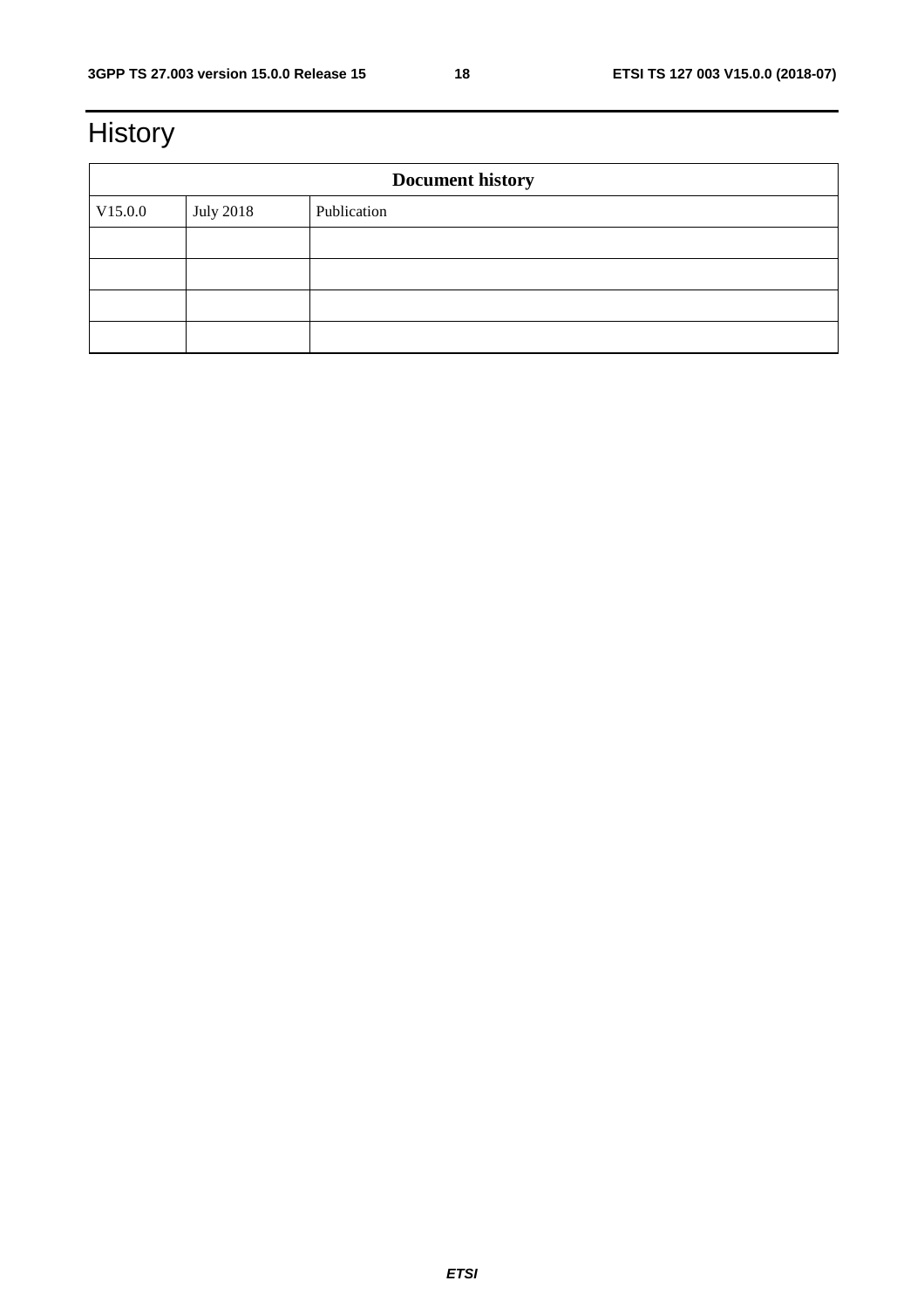# History

| Document history | | |
|---|---|---|
| V15.0.0 | July 2018 | Publication |
| | | |
| | | |
| | | |
| | | |